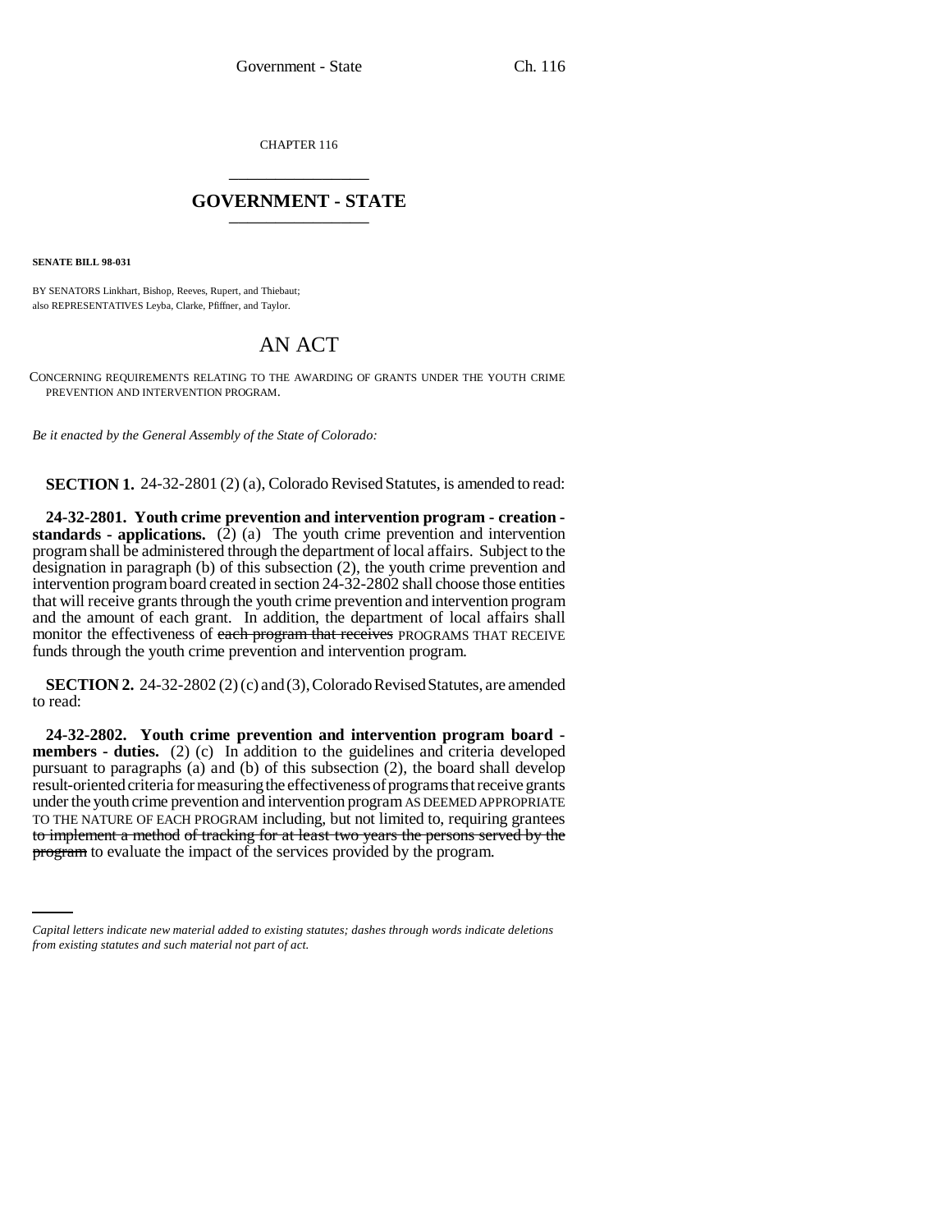CHAPTER 116

# GOVERNMENT - STATE

**SENATE BILL 98-031**

BY SENATORS Linkhart, Bishop, Reeves, Rupert, and Thiebaut;
also REPRESENTATIVES Leyba, Clarke, Pfiffner, and Taylor.

# AN ACT

CONCERNING REQUIREMENTS RELATING TO THE AWARDING OF GRANTS UNDER THE YOUTH CRIME PREVENTION AND INTERVENTION PROGRAM.

*Be it enacted by the General Assembly of the State of Colorado:*

**SECTION 1.** 24-32-2801 (2) (a), Colorado Revised Statutes, is amended to read:

**24-32-2801. Youth crime prevention and intervention program - creation - standards - applications.** (2) (a) The youth crime prevention and intervention program shall be administered through the department of local affairs. Subject to the designation in paragraph (b) of this subsection (2), the youth crime prevention and intervention program board created in section 24-32-2802 shall choose those entities that will receive grants through the youth crime prevention and intervention program and the amount of each grant. In addition, the department of local affairs shall monitor the effectiveness of ~~each program that receives~~ PROGRAMS THAT RECEIVE funds through the youth crime prevention and intervention program.

**SECTION 2.** 24-32-2802 (2) (c) and (3), Colorado Revised Statutes, are amended to read:

**24-32-2802. Youth crime prevention and intervention program board - members - duties.** (2) (c) In addition to the guidelines and criteria developed pursuant to paragraphs (a) and (b) of this subsection (2), the board shall develop result-oriented criteria for measuring the effectiveness of programs that receive grants under the youth crime prevention and intervention program AS DEEMED APPROPRIATE TO THE NATURE OF EACH PROGRAM including, but not limited to, requiring grantees ~~to implement a method of tracking for at least two years the persons served by the program~~ to evaluate the impact of the services provided by the program.

*Capital letters indicate new material added to existing statutes; dashes through words indicate deletions from existing statutes and such material not part of act.*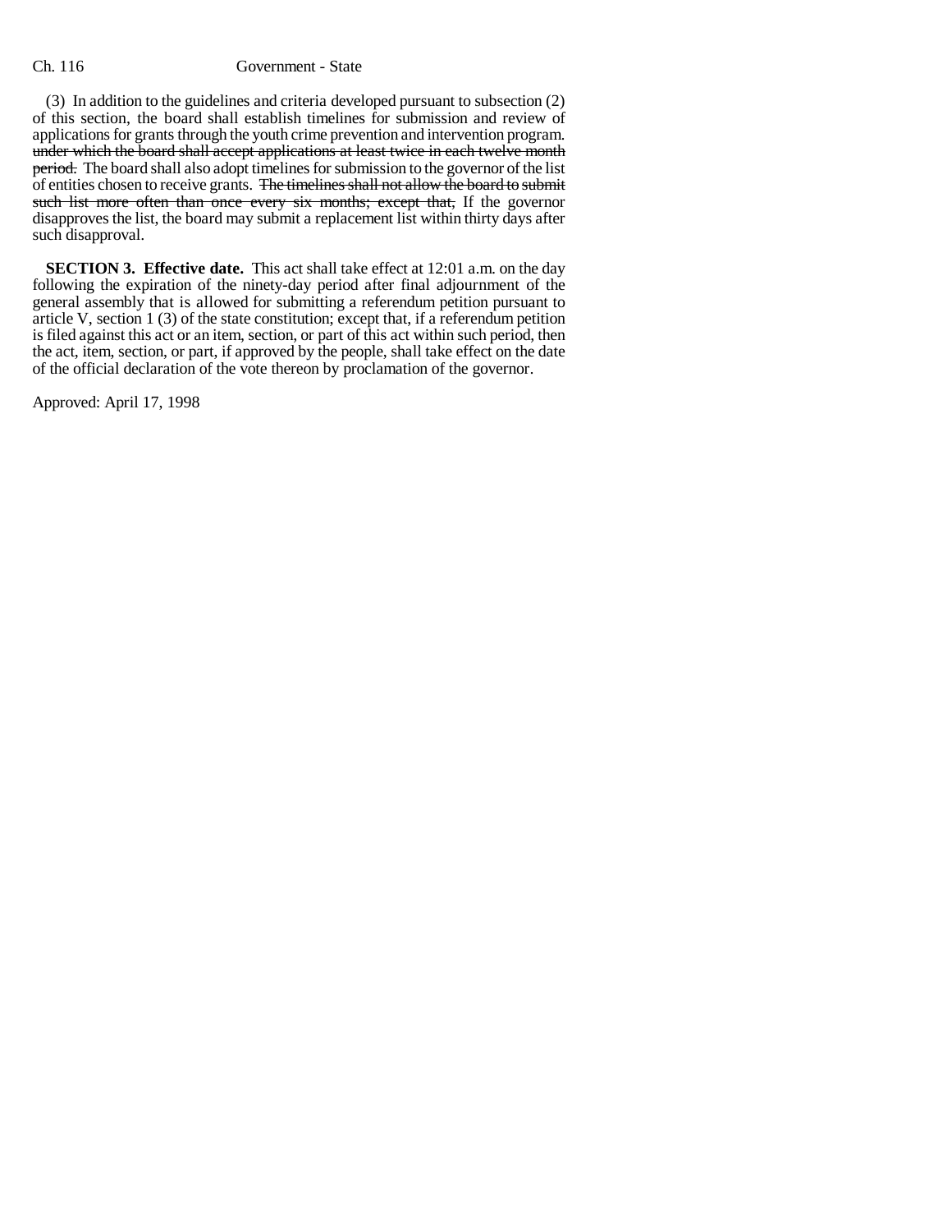(3) In addition to the guidelines and criteria developed pursuant to subsection (2) of this section, the board shall establish timelines for submission and review of applications for grants through the youth crime prevention and intervention program. ~~under which the board shall accept applications at least twice in each twelve month period.~~ The board shall also adopt timelines for submission to the governor of the list of entities chosen to receive grants. ~~The timelines shall not allow the board to submit such list more often than once every six months; except that,~~ If the governor disapproves the list, the board may submit a replacement list within thirty days after such disapproval.

**SECTION 3. Effective date.** This act shall take effect at 12:01 a.m. on the day following the expiration of the ninety-day period after final adjournment of the general assembly that is allowed for submitting a referendum petition pursuant to article V, section 1 (3) of the state constitution; except that, if a referendum petition is filed against this act or an item, section, or part of this act within such period, then the act, item, section, or part, if approved by the people, shall take effect on the date of the official declaration of the vote thereon by proclamation of the governor.

Approved: April 17, 1998